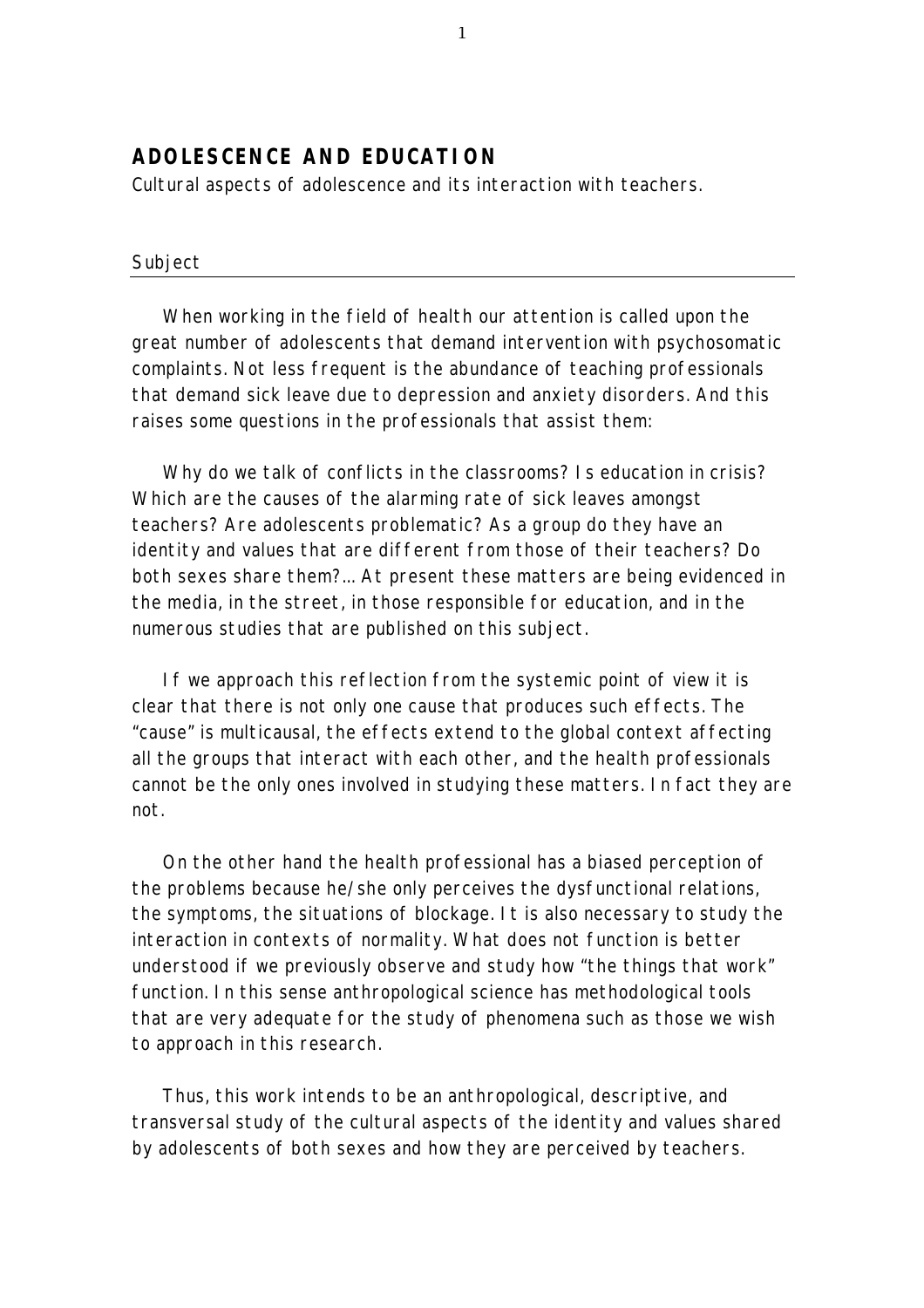# ADOLESCENCE AND EDUCATION

Cultural aspects of adolescence and its interaction with teachers.

## Subject

When working in the field of health our attention is called upon the great number of adolescents that demand intervention with psychosomatic complaints. Not less frequent is the abundance of teaching professionals that demand sick leave due to depression and anxiety disorders. And this raises some questions in the professionals that assist them:

Why do we talk of conflicts in the classrooms? Is education in crisis? Which are the causes of the alarming rate of sick leaves amongst teachers? Are adolescents problematic? As a group do they have an identity and values that are different from those of their teachers? Do both sexes share them?... At present these matters are being evidenced in the media, in the street, in those responsible for education, and in the numerous studies that are published on this subject.

If we approach this reflection from the systemic point of view it is clear that there is not only one cause that produces such effects. The "cause" is multicausal, the effects extend to the global context affecting all the groups that interact with each other, and the health professionals cannot be the only ones involved in studying these matters. In fact they are not.

On the other hand the health professional has a biased perception of the problems because he/she only perceives the dysfunctional relations, the symptoms, the situations of blockage. It is also necessary to study the interaction in contexts of normality. What does not function is better understood if we previously observe and study how "the things that work" function. In this sense anthropological science has methodological tools that are very adequate for the study of phenomena such as those we wish to approach in this research.

Thus, this work intends to be an anthropological, descriptive, and transversal study of the cultural aspects of the identity and values shared by adolescents of both sexes and how they are perceived by teachers.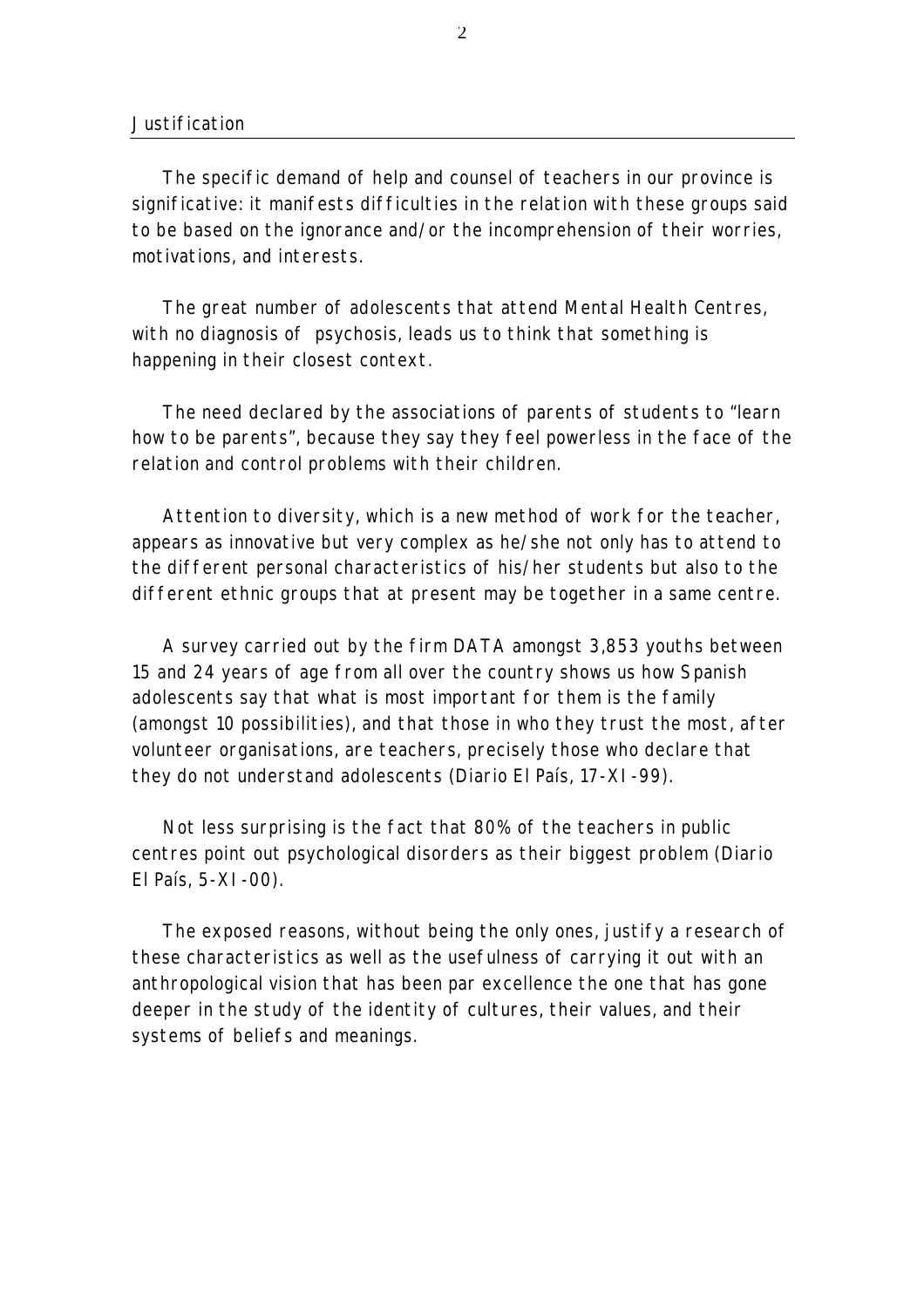## Justification

The specific demand of help and counsel of teachers in our province is significative: it manifests difficulties in the relation with these groups said to be based on the ignorance and/or the incomprehension of their worries, motivations, and interests.

The great number of adolescents that attend Mental Health Centres, with no diagnosis of psychosis, leads us to think that something is happening in their closest context.

The need declared by the associations of parents of students to "learn how to be parents", because they say they feel powerless in the face of the relation and control problems with their children.

Attention to diversity, which is a new method of work for the teacher, appears as innovative but very complex as he/she not only has to attend to the different personal characteristics of his/her students but also to the different ethnic groups that at present may be together in a same centre.

A survey carried out by the firm DATA amongst 3,853 youths between 15 and 24 years of age from all over the country shows us how Spanish adolescents say that what is most important for them is the family (amongst 10 possibilities), and that those in who they trust the most, after volunteer organisations, are teachers, precisely those who declare that they do not understand adolescents (Diario El País, 17-XI-99).

Not less surprising is the fact that 80% of the teachers in public centres point out psychological disorders as their biggest problem (Diario El País, 5-XI-00).

The exposed reasons, without being the only ones, justify a research of these characteristics as well as the usefulness of carrying it out with an anthropological vision that has been par excellence the one that has gone deeper in the study of the identity of cultures, their values, and their systems of beliefs and meanings.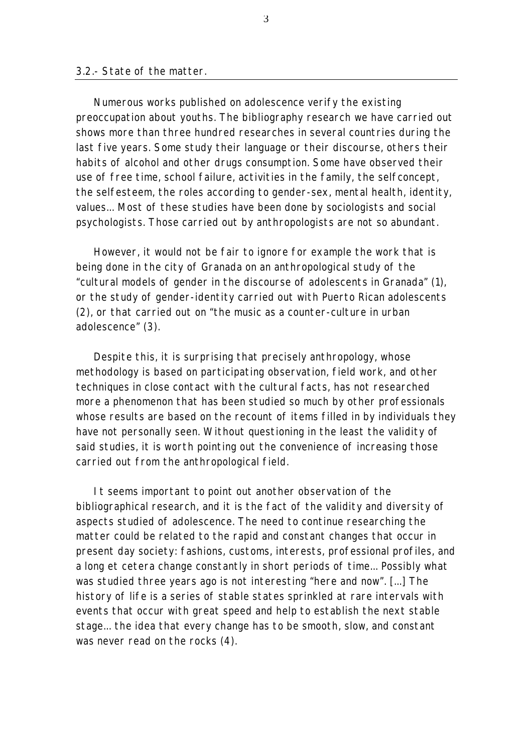### 3.2.- State of the matter.

Numerous works published on adolescence verify the existing preoccupation about youths. The bibliography research we have carried out shows more than three hundred researches in several countries during the last five years. Some study their language or their discourse, others their habits of alcohol and other drugs consumption. Some have observed their use of free time, school failure, activities in the family, the self concept, the self esteem, the roles according to gender-sex, mental health, identity, values… Most of these studies have been done by sociologists and social psychologists. Those carried out by anthropologists are not so abundant.

However, it would not be fair to ignore for example the work that is being done in the city of Granada on an anthropological study of the "cultural models of gender in the discourse of adolescents in Granada" (1), or the study of gender-identity carried out with Puerto Rican adolescents (2), or that carried out on "the music as a counter-culture in urban adolescence" (3).

Despite this, it is surprising that precisely anthropology, whose methodology is based on participating observation, field work, and other techniques in close contact with the cultural facts, has not researched more a phenomenon that has been studied so much by other professionals whose results are based on the recount of items filled in by individuals they have not personally seen. Without questioning in the least the validity of said studies, it is worth pointing out the convenience of increasing those carried out from the anthropological field.

It seems important to point out another observation of the bibliographical research, and it is the fact of the validity and diversity of aspects studied of adolescence. The need to continue researching the matter could be related to the rapid and constant changes that occur in present day society: fashions, customs, interests, professional profiles, and a long et cetera change constantly in short periods of time… Possibly what was studied three years ago is not interesting "here and now". […] The history of life is a series of stable states sprinkled at rare intervals with events that occur with great speed and help to establish the next stable stage… the idea that every change has to be smooth, slow, and constant was never read on the rocks (4).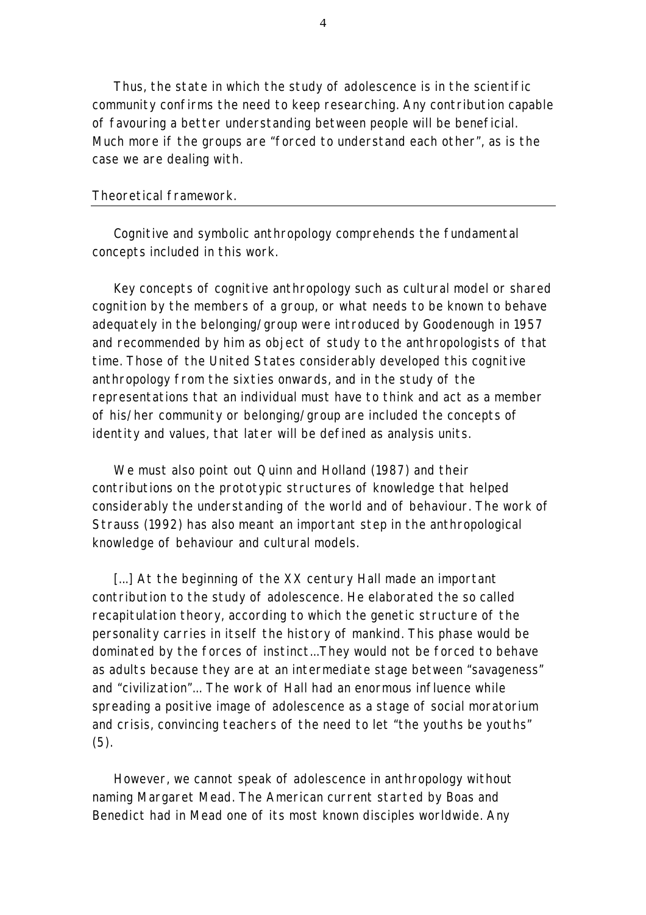Thus, the state in which the study of adolescence is in the scientific community confirms the need to keep researching. Any contribution capable of favouring a better understanding between people will be beneficial. Much more if the groups are "forced to understand each other", as is the case we are dealing with.

## Theoretical framework.

Cognitive and symbolic anthropology comprehends the fundamental concepts included in this work.

Key concepts of cognitive anthropology such as cultural model or shared cognition by the members of a group, or what needs to be known to behave adequately in the belonging/group were introduced by Goodenough in 1957 and recommended by him as object of study to the anthropologists of that time. Those of the United States considerably developed this cognitive anthropology from the sixties onwards, and in the study of the representations that an individual must have to think and act as a member of his/her community or belonging/group are included the concepts of identity and values, that later will be defined as analysis units.

We must also point out Quinn and Holland (1987) and their contributions on the prototypic structures of knowledge that helped considerably the understanding of the world and of behaviour. The work of Strauss (1992) has also meant an important step in the anthropological knowledge of behaviour and cultural models.

[...] At the beginning of the XX century Hall made an important contribution to the study of adolescence. He elaborated the so called recapitulation theory, according to which the genetic structure of the personality carries in itself the history of mankind. This phase would be dominated by the forces of instinct...They would not be forced to behave as adults because they are at an intermediate stage between "savageness" and "civilization"... The work of Hall had an enormous influence while spreading a positive image of adolescence as a stage of social moratorium and crisis, convincing teachers of the need to let "the youths be youths" (5).

However, we cannot speak of adolescence in anthropology without naming Margaret Mead. The American current started by Boas and Benedict had in Mead one of its most known disciples worldwide. Any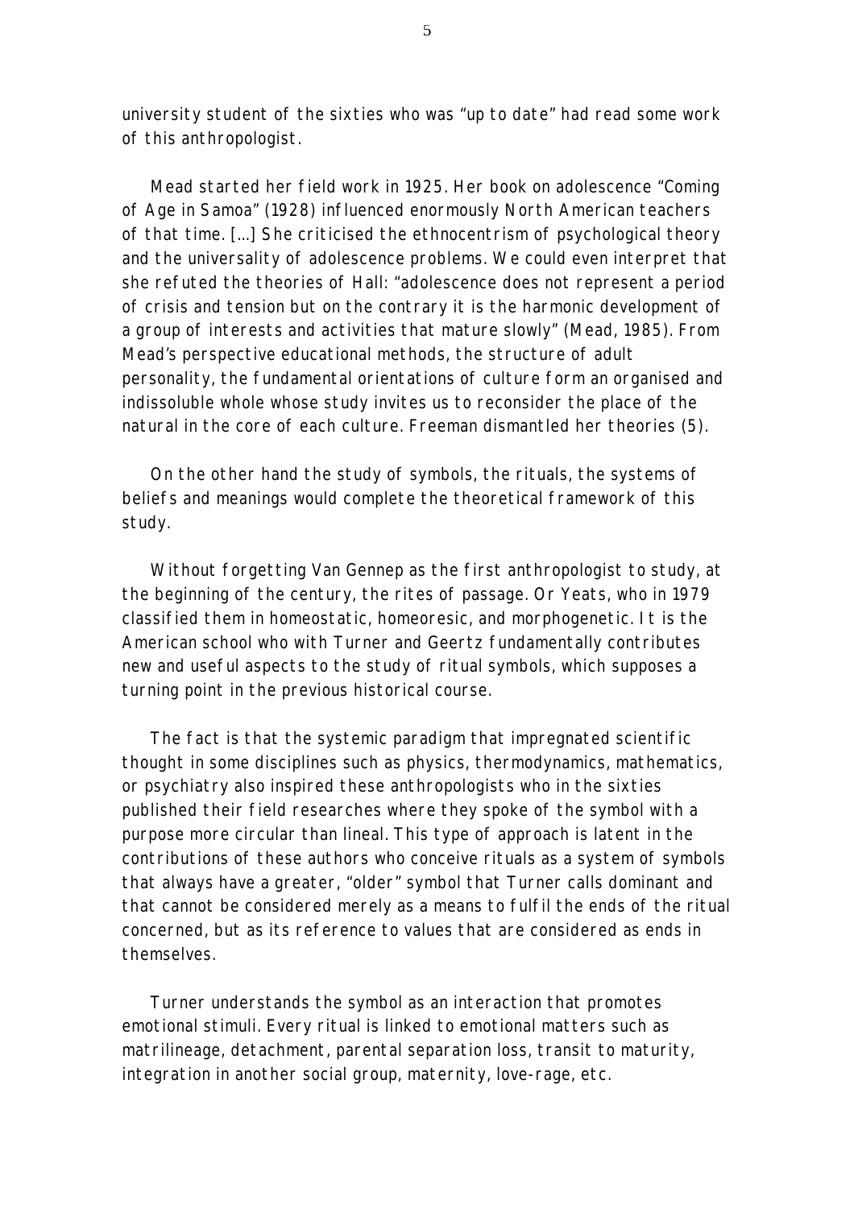university student of the sixties who was "up to date" had read some work of this anthropologist.

Mead started her field work in 1925. Her book on adolescence "Coming of Age in Samoa" (1928) influenced enormously North American teachers of that time. [...] She criticised the ethnocentrism of psychological theory and the universality of adolescence problems. We could even interpret that she refuted the theories of Hall: "adolescence does not represent a period of crisis and tension but on the contrary it is the harmonic development of a group of interests and activities that mature slowly" (Mead, 1985). From Mead's perspective educational methods, the structure of adult personality, the fundamental orientations of culture form an organised and indissoluble whole whose study invites us to reconsider the place of the natural in the core of each culture. Freeman dismantled her theories (5).

On the other hand the study of symbols, the rituals, the systems of beliefs and meanings would complete the theoretical framework of this study.

Without forgetting Van Gennep as the first anthropologist to study, at the beginning of the century, the rites of passage. Or Yeats, who in 1979 classified them in homeostatic, homeoresic, and morphogenetic. It is the American school who with Turner and Geertz fundamentally contributes new and useful aspects to the study of ritual symbols, which supposes a turning point in the previous historical course.

The fact is that the systemic paradigm that impregnated scientific thought in some disciplines such as physics, thermodynamics, mathematics, or psychiatry also inspired these anthropologists who in the sixties published their field researches where they spoke of the symbol with a purpose more circular than lineal. This type of approach is latent in the contributions of these authors who conceive rituals as a system of symbols that always have a greater, "older" symbol that Turner calls dominant and that cannot be considered merely as a means to fulfil the ends of the ritual concerned, but as its reference to values that are considered as ends in themselves.

Turner understands the symbol as an interaction that promotes emotional stimuli. Every ritual is linked to emotional matters such as matrilineage, detachment, parental separation loss, transit to maturity, integration in another social group, maternity, love-rage, etc.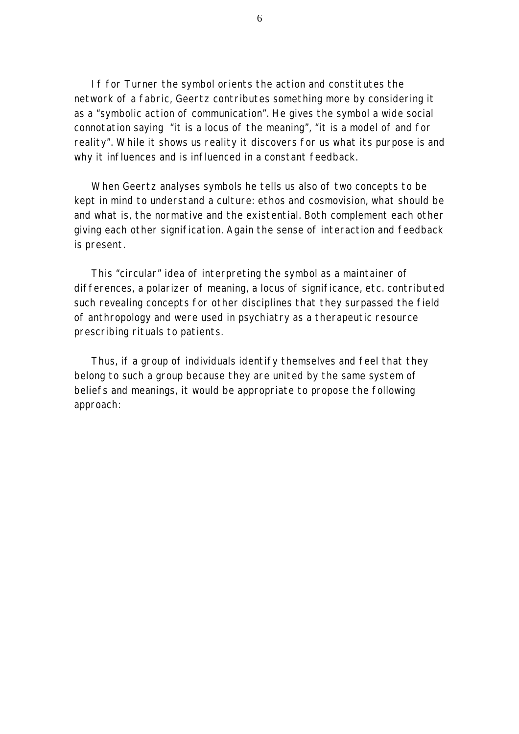If for Turner the symbol orients the action and constitutes the network of a fabric, Geertz contributes something more by considering it as a "symbolic action of communication". He gives the symbol a wide social connotation saying "it is a locus of the meaning", "it is a model of and for reality". While it shows us reality it discovers for us what its purpose is and why it influences and is influenced in a constant feedback.

When Geertz analyses symbols he tells us also of two concepts to be kept in mind to understand a culture: ethos and cosmovision, what should be and what is, the normative and the existential. Both complement each other giving each other signification. Again the sense of interaction and feedback is present.

This "circular" idea of interpreting the symbol as a maintainer of differences, a polarizer of meaning, a locus of significance, etc. contributed such revealing concepts for other disciplines that they surpassed the field of anthropology and were used in psychiatry as a therapeutic resource prescribing rituals to patients.

Thus, if a group of individuals identify themselves and feel that they belong to such a group because they are united by the same system of beliefs and meanings, it would be appropriate to propose the following approach: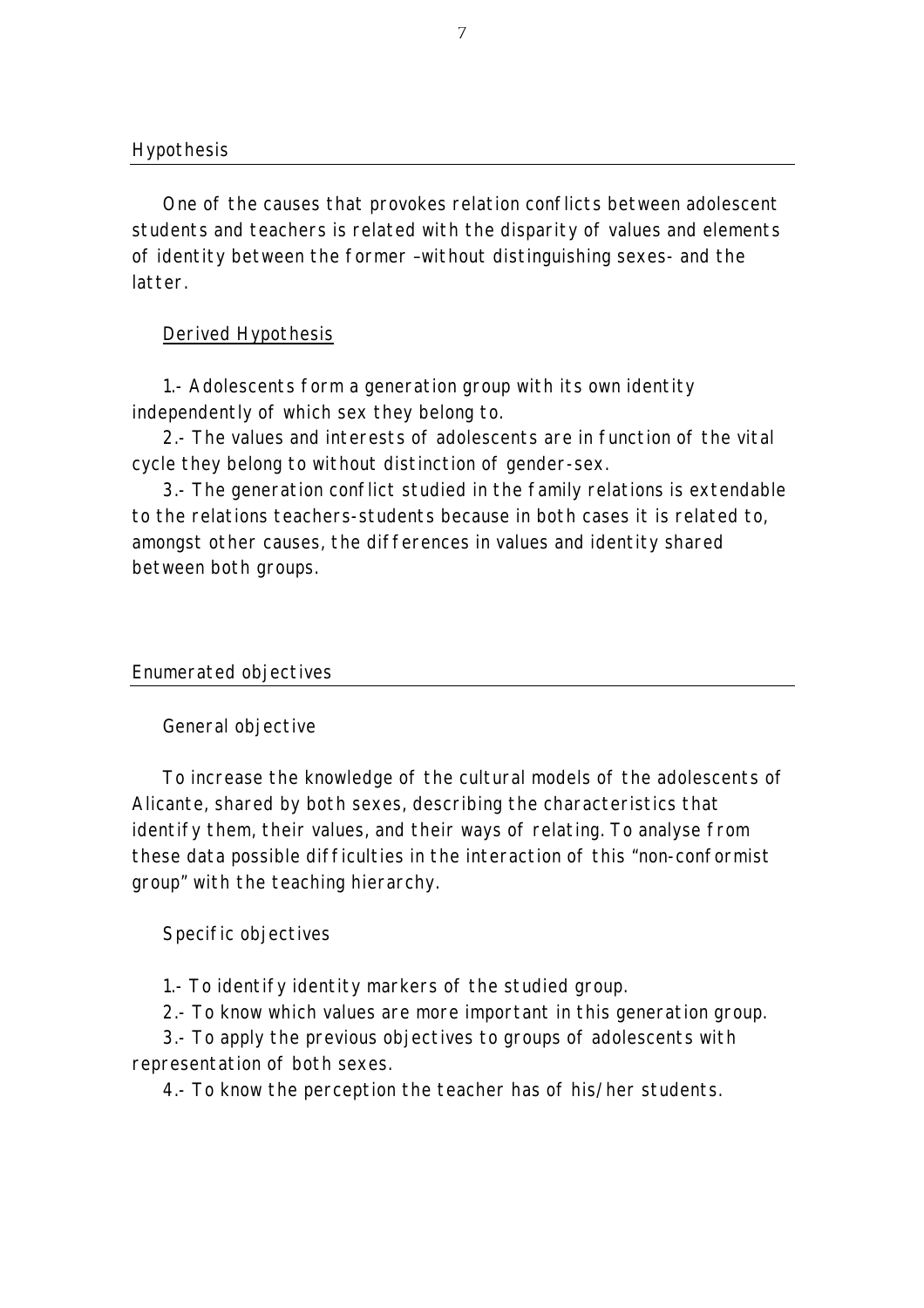## Hypothesis

One of the causes that provokes relation conflicts between adolescent students and teachers is related with the disparity of values and elements of identity between the former –without distinguishing sexes- and the latter.

### Derived Hypothesis

1.- Adolescents form a generation group with its own identity independently of which sex they belong to.

2.- The values and interests of adolescents are in function of the vital cycle they belong to without distinction of gender-sex.

3.- The generation conflict studied in the family relations is extendable to the relations teachers-students because in both cases it is related to, amongst other causes, the differences in values and identity shared between both groups.

## Enumerated objectives

### General objective

To increase the knowledge of the cultural models of the adolescents of Alicante, shared by both sexes, describing the characteristics that identify them, their values, and their ways of relating. To analyse from these data possible difficulties in the interaction of this "non-conformist group" with the teaching hierarchy.

### Specific objectives

1.- To identify identity markers of the studied group.

2.- To know which values are more important in this generation group.

3.- To apply the previous objectives to groups of adolescents with representation of both sexes.

4.- To know the perception the teacher has of his/her students.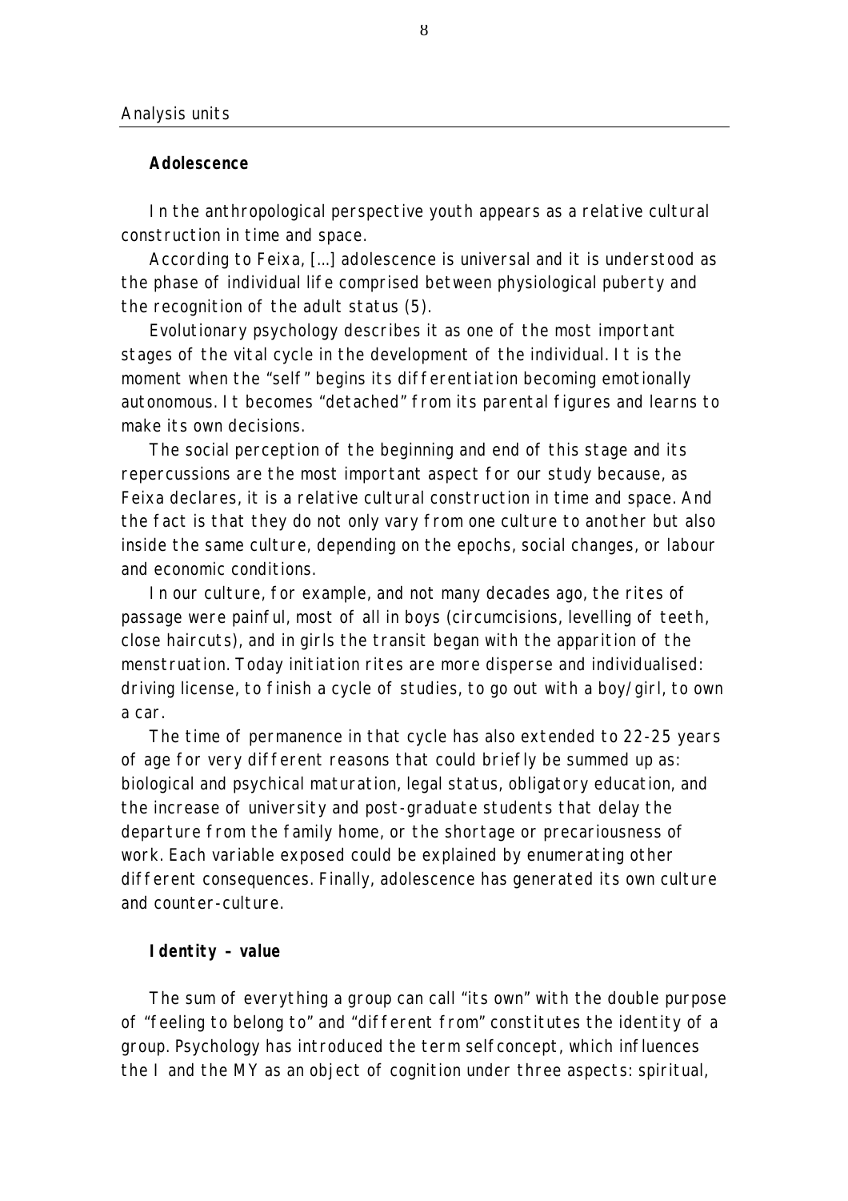Analysis units

**Adolescence**

In the anthropological perspective youth appears as a relative cultural construction in time and space.

According to Feixa, [...] adolescence is universal and it is understood as the phase of individual life comprised between physiological puberty and the recognition of the adult status (5).

Evolutionary psychology describes it as one of the most important stages of the vital cycle in the development of the individual. It is the moment when the "self" begins its differentiation becoming emotionally autonomous. It becomes "detached" from its parental figures and learns to make its own decisions.

The social perception of the beginning and end of this stage and its repercussions are the most important aspect for our study because, as Feixa declares, it is a relative cultural construction in time and space. And the fact is that they do not only vary from one culture to another but also inside the same culture, depending on the epochs, social changes, or labour and economic conditions.

In our culture, for example, and not many decades ago, the rites of passage were painful, most of all in boys (circumcisions, levelling of teeth, close haircuts), and in girls the transit began with the apparition of the menstruation. Today initiation rites are more disperse and individualised: driving license, to finish a cycle of studies, to go out with a boy/girl, to own a car.

The time of permanence in that cycle has also extended to 22-25 years of age for very different reasons that could briefly be summed up as: biological and psychical maturation, legal status, obligatory education, and the increase of university and post-graduate students that delay the departure from the family home, or the shortage or precariousness of work. Each variable exposed could be explained by enumerating other different consequences. Finally, adolescence has generated its own culture and counter-culture.

**Identity – value**

The sum of everything a group can call "its own" with the double purpose of "feeling to belong to" and "different from" constitutes the identity of a group. Psychology has introduced the term selfconcept, which influences the I and the MY as an object of cognition under three aspects: spiritual,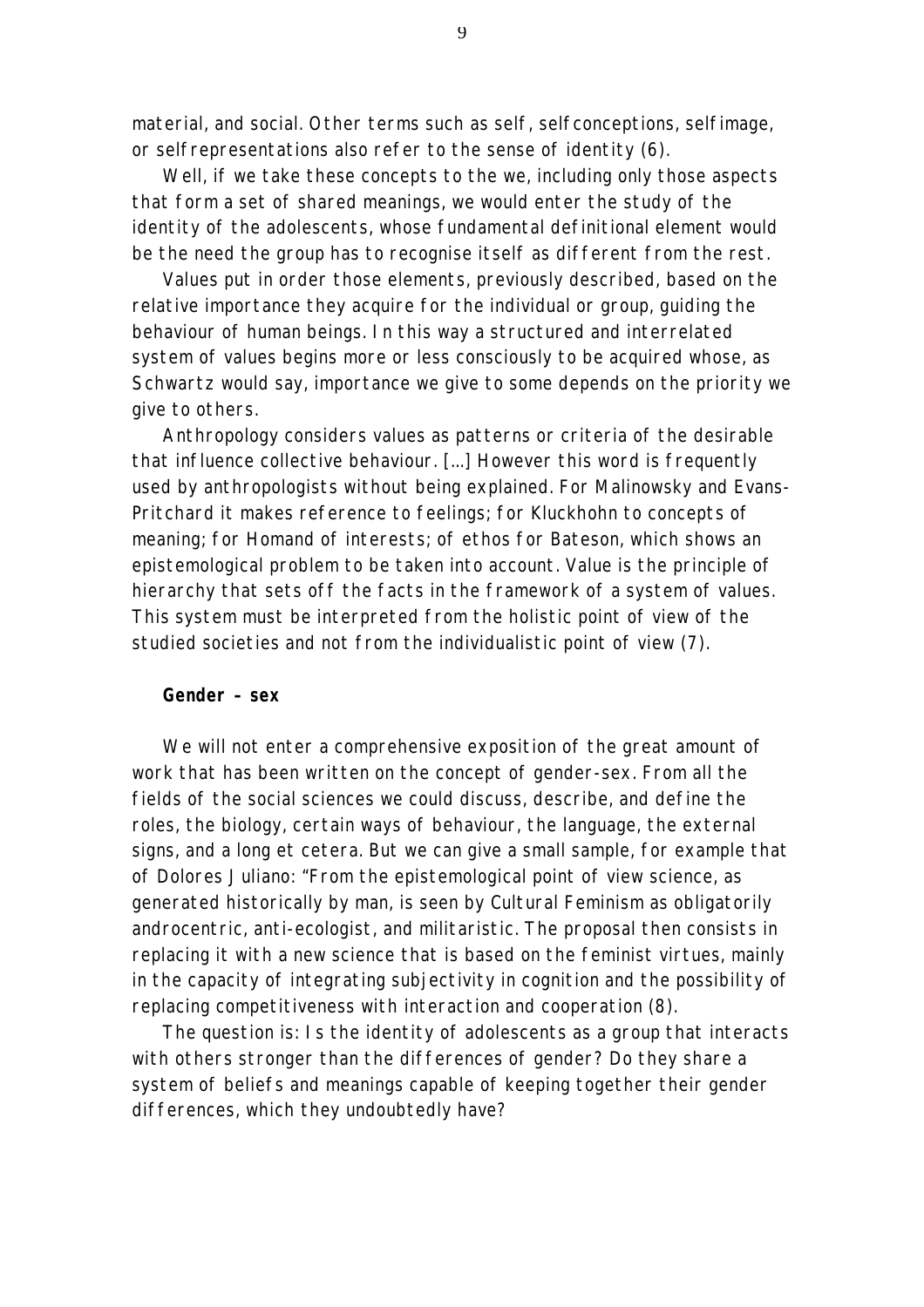material, and social. Other terms such as self, self conceptions, self image, or self representations also refer to the sense of identity (6).

Well, if we take these concepts to the we, including only those aspects that form a set of shared meanings, we would enter the study of the identity of the adolescents, whose fundamental definitional element would be the need the group has to recognise itself as different from the rest.

Values put in order those elements, previously described, based on the relative importance they acquire for the individual or group, guiding the behaviour of human beings. In this way a structured and interrelated system of values begins more or less consciously to be acquired whose, as Schwartz would say, importance we give to some depends on the priority we give to others.

Anthropology considers values as patterns or criteria of the desirable that influence collective behaviour. [...] However this word is frequently used by anthropologists without being explained. For Malinowsky and Evans-Pritchard it makes reference to feelings; for Kluckhohn to concepts of meaning; for Homand of interests; of ethos for Bateson, which shows an epistemological problem to be taken into account. Value is the principle of hierarchy that sets off the facts in the framework of a system of values. This system must be interpreted from the holistic point of view of the studied societies and not from the individualistic point of view (7).

**Gender – sex**

We will not enter a comprehensive exposition of the great amount of work that has been written on the concept of gender-sex. From all the fields of the social sciences we could discuss, describe, and define the roles, the biology, certain ways of behaviour, the language, the external signs, and a long et cetera. But we can give a small sample, for example that of Dolores Juliano: "From the epistemological point of view science, as generated historically by man, is seen by Cultural Feminism as obligatorily androcentric, anti-ecologist, and militaristic. The proposal then consists in replacing it with a new science that is based on the feminist virtues, mainly in the capacity of integrating subjectivity in cognition and the possibility of replacing competitiveness with interaction and cooperation (8).

The question is: Is the identity of adolescents as a group that interacts with others stronger than the differences of gender? Do they share a system of beliefs and meanings capable of keeping together their gender differences, which they undoubtedly have?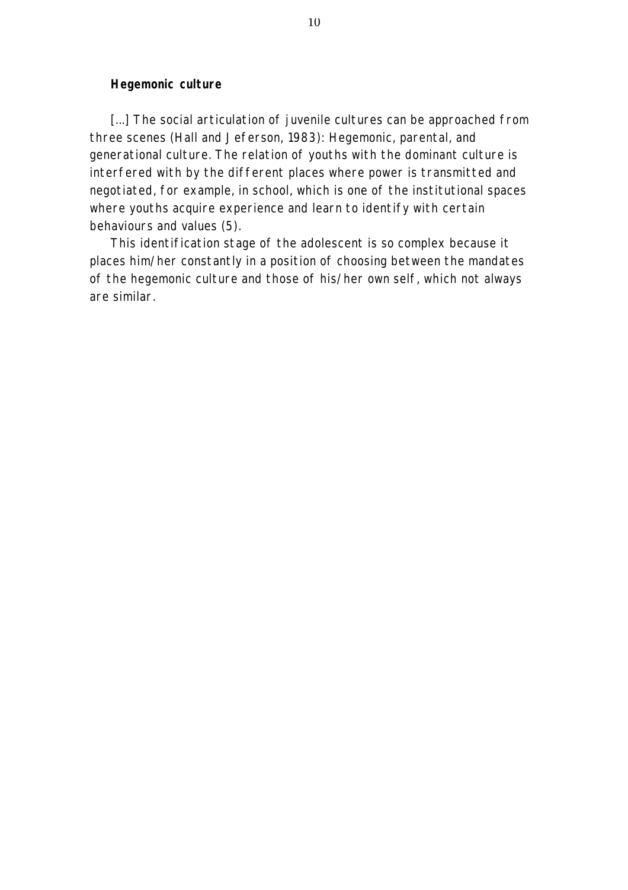**Hegemonic culture**

[...] The social articulation of juvenile cultures can be approached from three scenes (Hall and Jeferson, 1983): Hegemonic, parental, and generational culture. The relation of youths with the dominant culture is interfered with by the different places where power is transmitted and negotiated, for example, in school, which is one of the institutional spaces where youths acquire experience and learn to identify with certain behaviours and values (5).

This identification stage of the adolescent is so complex because it places him/her constantly in a position of choosing between the mandates of the hegemonic culture and those of his/her own self, which not always are similar.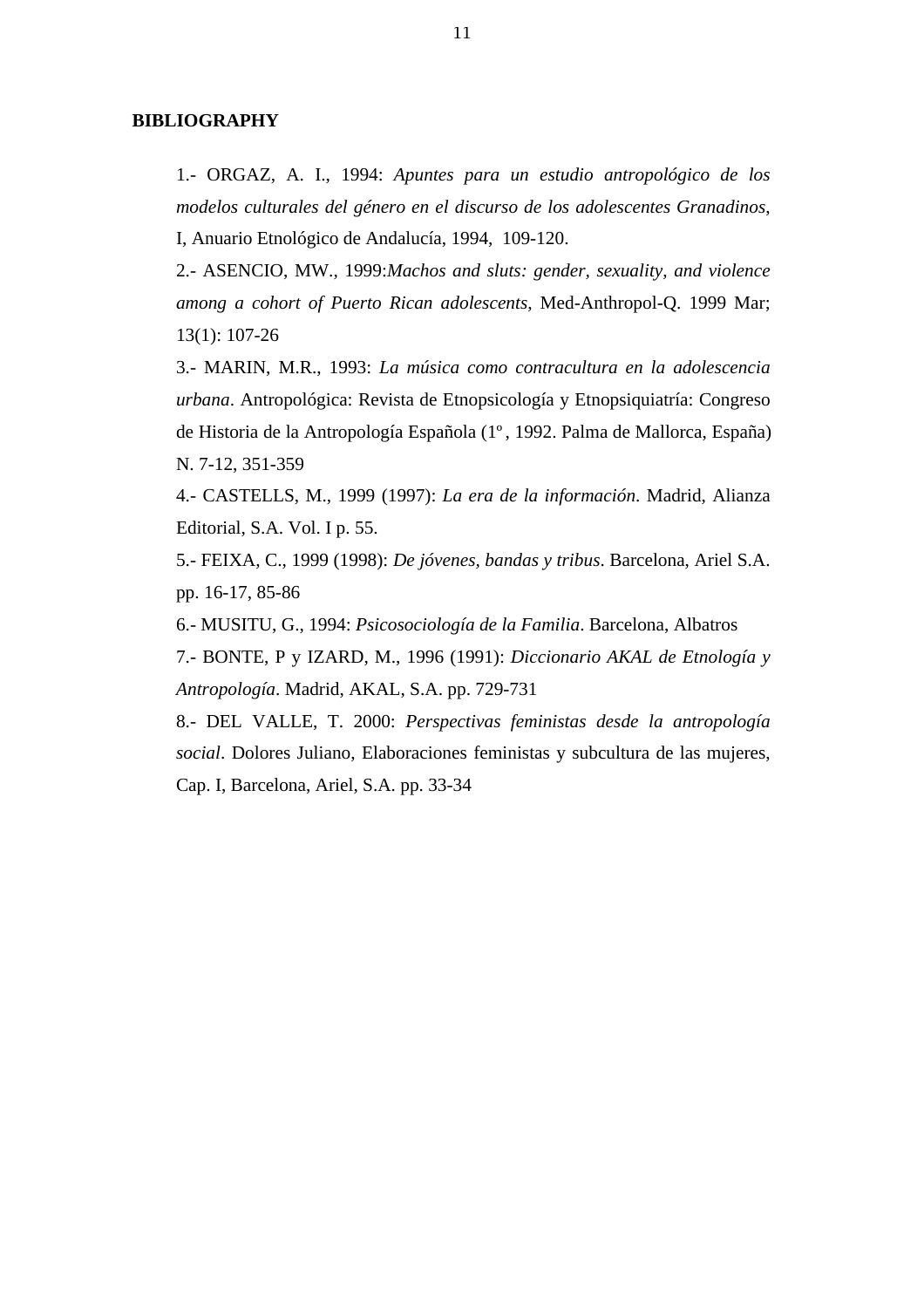**BIBLIOGRAPHY**

1.- ORGAZ, A. I., 1994: *Apuntes para un estudio antropológico de los modelos culturales del género en el discurso de los adolescentes Granadinos*, I, Anuario Etnológico de Andalucía, 1994, 109-120.

2.- ASENCIO, MW., 1999:*Machos and sluts: gender, sexuality, and violence among a cohort of Puerto Rican adolescents*, Med-Anthropol-Q. 1999 Mar; 13(1): 107-26

3.- MARIN, M.R., 1993: *La música como contracultura en la adolescencia urbana*. Antropológica: Revista de Etnopsicología y Etnopsiquiatría: Congreso de Historia de la Antropología Española (1º, 1992. Palma de Mallorca, España) N. 7-12, 351-359

4.- CASTELLS, M., 1999 (1997): *La era de la información*. Madrid, Alianza Editorial, S.A. Vol. I p. 55.

5.- FEIXA, C., 1999 (1998): *De jóvenes, bandas y tribus*. Barcelona, Ariel S.A. pp. 16-17, 85-86

6.- MUSITU, G., 1994: *Psicosociología de la Familia*. Barcelona, Albatros

7.- BONTE, P y IZARD, M., 1996 (1991): *Diccionario AKAL de Etnología y Antropología*. Madrid, AKAL, S.A. pp. 729-731

8.- DEL VALLE, T. 2000: *Perspectivas feministas desde la antropología social*. Dolores Juliano, Elaboraciones feministas y subcultura de las mujeres, Cap. I, Barcelona, Ariel, S.A. pp. 33-34